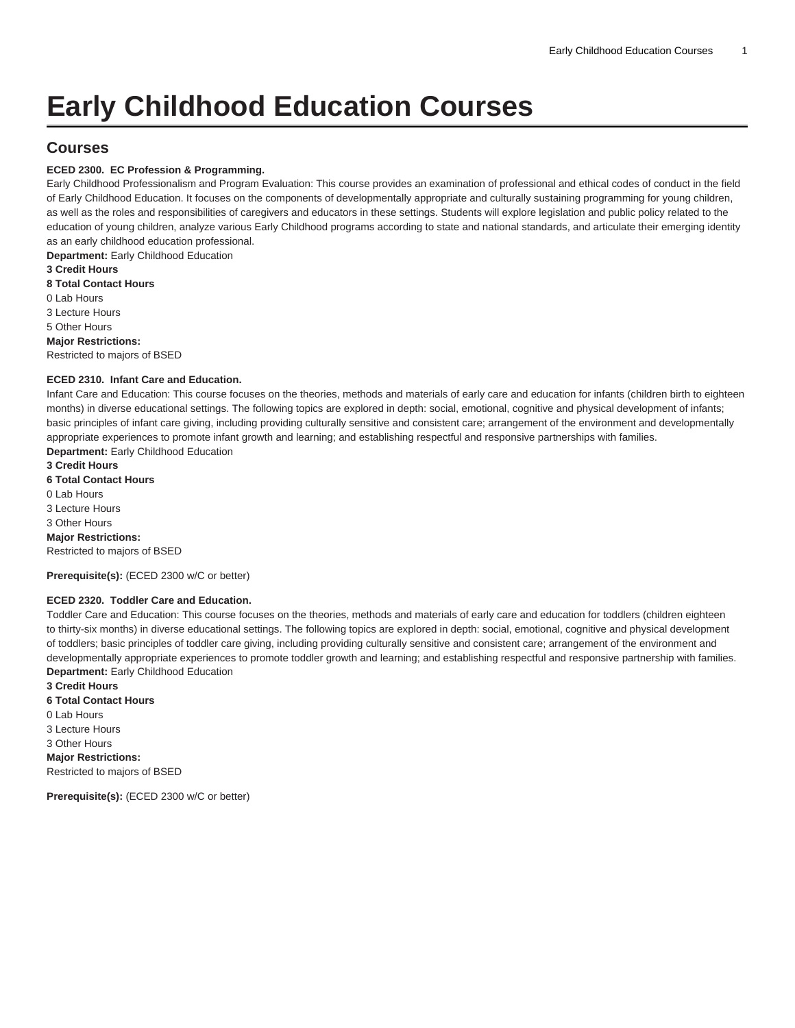# Early Childhood Education Courses

## Courses

**ECED 2300. EC Profession & Programming.**

Early Childhood Professionalism and Program Evaluation: This course provides an examination of professional and ethical codes of conduct in the field of Early Childhood Education. It focuses on the components of developmentally appropriate and culturally sustaining programming for young children, as well as the roles and responsibilities of caregivers and educators in these settings. Students will explore legislation and public policy related to the education of young children, analyze various Early Childhood programs according to state and national standards, and articulate their emerging identity as an early childhood education professional.

**Department:** Early Childhood Education
**3 Credit Hours**
**8 Total Contact Hours**
0 Lab Hours
3 Lecture Hours
5 Other Hours
**Major Restrictions:**
Restricted to majors of BSED

**ECED 2310. Infant Care and Education.**

Infant Care and Education: This course focuses on the theories, methods and materials of early care and education for infants (children birth to eighteen months) in diverse educational settings. The following topics are explored in depth: social, emotional, cognitive and physical development of infants; basic principles of infant care giving, including providing culturally sensitive and consistent care; arrangement of the environment and developmentally appropriate experiences to promote infant growth and learning; and establishing respectful and responsive partnerships with families.

**Department:** Early Childhood Education
**3 Credit Hours**
**6 Total Contact Hours**
0 Lab Hours
3 Lecture Hours
3 Other Hours
**Major Restrictions:**
Restricted to majors of BSED

**Prerequisite(s):** (ECED 2300 w/C or better)

**ECED 2320. Toddler Care and Education.**

Toddler Care and Education: This course focuses on the theories, methods and materials of early care and education for toddlers (children eighteen to thirty-six months) in diverse educational settings. The following topics are explored in depth: social, emotional, cognitive and physical development of toddlers; basic principles of toddler care giving, including providing culturally sensitive and consistent care; arrangement of the environment and developmentally appropriate experiences to promote toddler growth and learning; and establishing respectful and responsive partnership with families.

**Department:** Early Childhood Education
**3 Credit Hours**
**6 Total Contact Hours**
0 Lab Hours
3 Lecture Hours
3 Other Hours
**Major Restrictions:**
Restricted to majors of BSED

**Prerequisite(s):** (ECED 2300 w/C or better)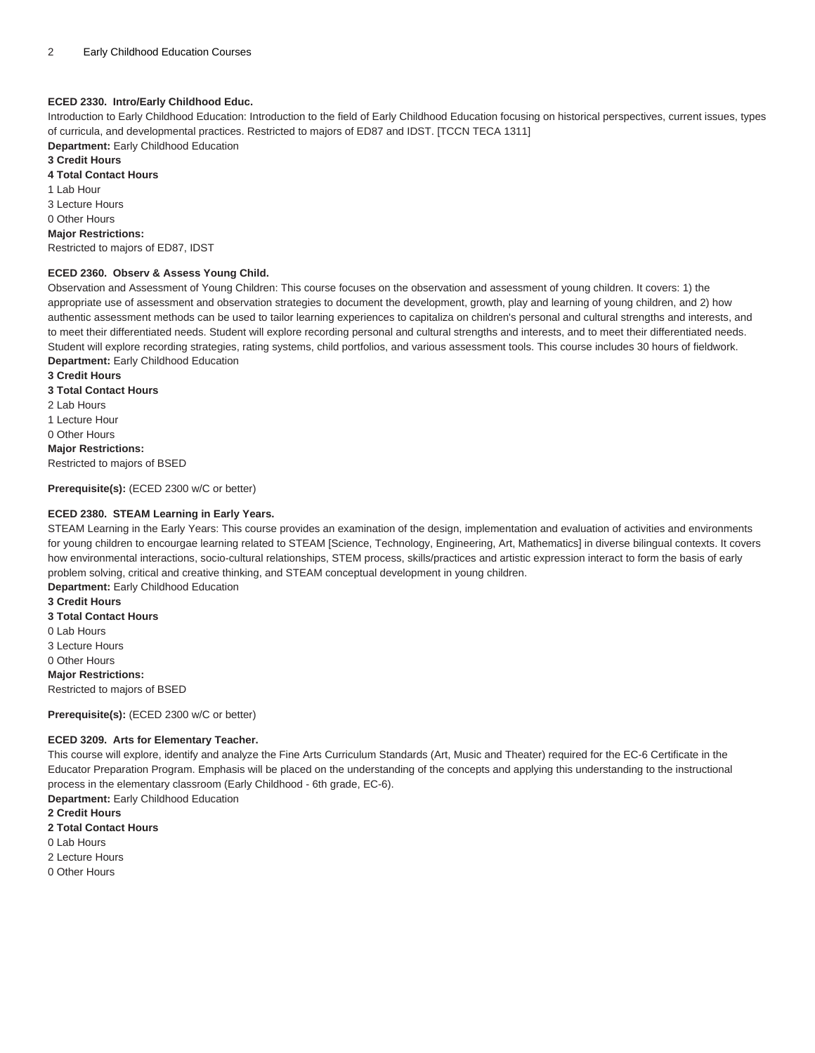**ECED 2330. Intro/Early Childhood Educ.**

Introduction to Early Childhood Education: Introduction to the field of Early Childhood Education focusing on historical perspectives, current issues, types of curricula, and developmental practices. Restricted to majors of ED87 and IDST. [TCCN TECA 1311]

**Department:** Early Childhood Education

**3 Credit Hours**

**4 Total Contact Hours**

1 Lab Hour

3 Lecture Hours

0 Other Hours

**Major Restrictions:**

Restricted to majors of ED87, IDST

**ECED 2360. Observ & Assess Young Child.**

Observation and Assessment of Young Children: This course focuses on the observation and assessment of young children. It covers: 1) the appropriate use of assessment and observation strategies to document the development, growth, play and learning of young children, and 2) how authentic assessment methods can be used to tailor learning experiences to capitaliza on children's personal and cultural strengths and interests, and to meet their differentiated needs. Student will explore recording personal and cultural strengths and interests, and to meet their differentiated needs. Student will explore recording strategies, rating systems, child portfolios, and various assessment tools. This course includes 30 hours of fieldwork.

**Department:** Early Childhood Education

**3 Credit Hours**

**3 Total Contact Hours**

2 Lab Hours

1 Lecture Hour

0 Other Hours

**Major Restrictions:**

Restricted to majors of BSED

**Prerequisite(s):** (ECED 2300 w/C or better)

**ECED 2380. STEAM Learning in Early Years.**

STEAM Learning in the Early Years: This course provides an examination of the design, implementation and evaluation of activities and environments for young children to encourgae learning related to STEAM [Science, Technology, Engineering, Art, Mathematics] in diverse bilingual contexts. It covers how environmental interactions, socio-cultural relationships, STEM process, skills/practices and artistic expression interact to form the basis of early problem solving, critical and creative thinking, and STEAM conceptual development in young children.

**Department:** Early Childhood Education

**3 Credit Hours**

**3 Total Contact Hours**

0 Lab Hours

3 Lecture Hours

0 Other Hours

**Major Restrictions:**

Restricted to majors of BSED

**Prerequisite(s):** (ECED 2300 w/C or better)

**ECED 3209. Arts for Elementary Teacher.**

This course will explore, identify and analyze the Fine Arts Curriculum Standards (Art, Music and Theater) required for the EC-6 Certificate in the Educator Preparation Program. Emphasis will be placed on the understanding of the concepts and applying this understanding to the instructional process in the elementary classroom (Early Childhood - 6th grade, EC-6).

**Department:** Early Childhood Education

**2 Credit Hours**

**2 Total Contact Hours**

0 Lab Hours

2 Lecture Hours

0 Other Hours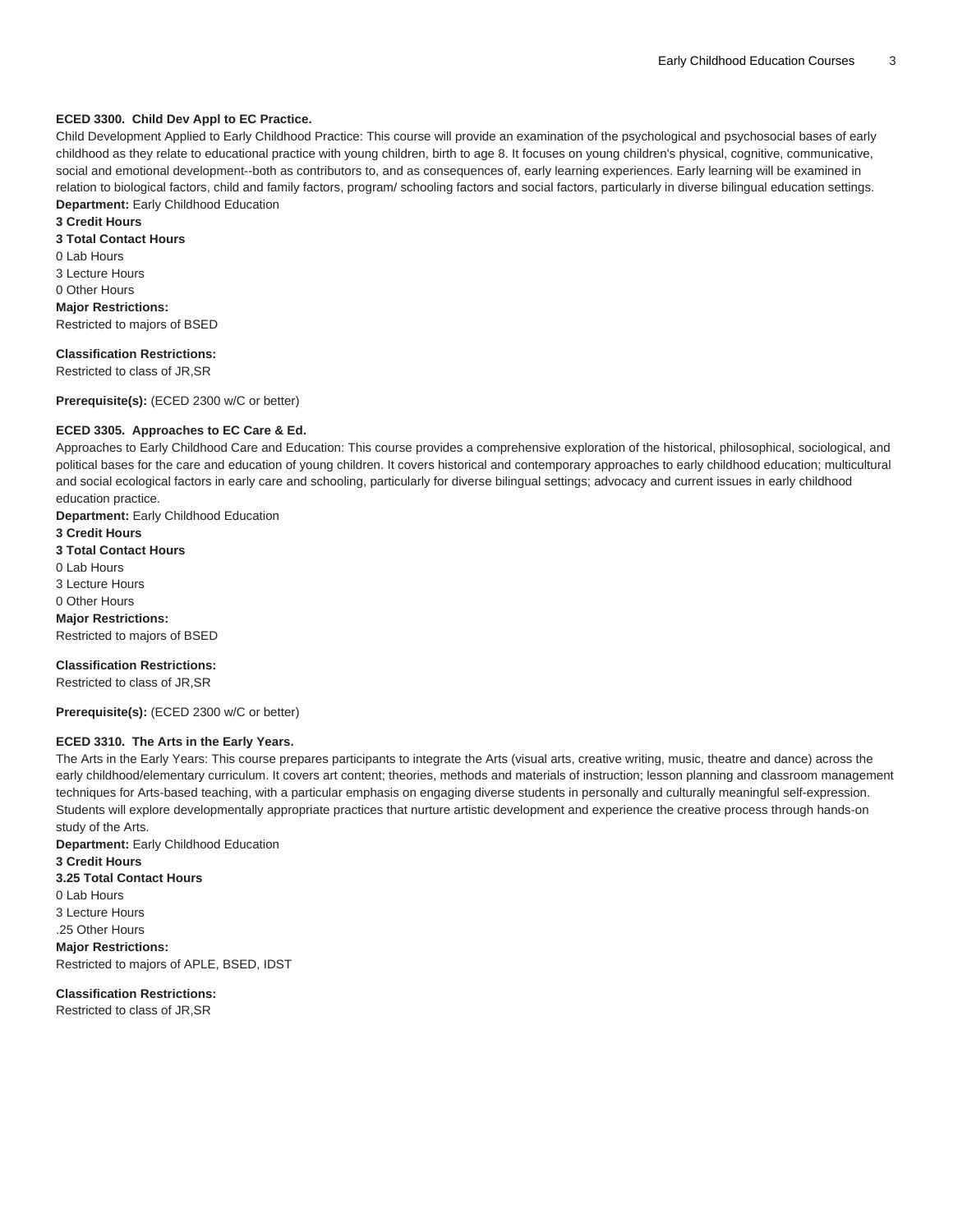**ECED 3300. Child Dev Appl to EC Practice.**

Child Development Applied to Early Childhood Practice: This course will provide an examination of the psychological and psychosocial bases of early childhood as they relate to educational practice with young children, birth to age 8. It focuses on young children's physical, cognitive, communicative, social and emotional development--both as contributors to, and as consequences of, early learning experiences. Early learning will be examined in relation to biological factors, child and family factors, program/ schooling factors and social factors, particularly in diverse bilingual education settings.

**Department:** Early Childhood Education

**3 Credit Hours**

**3 Total Contact Hours**

0 Lab Hours

3 Lecture Hours

0 Other Hours

**Major Restrictions:**

Restricted to majors of BSED

**Classification Restrictions:**

Restricted to class of JR,SR

**Prerequisite(s):** (ECED 2300 w/C or better)

**ECED 3305. Approaches to EC Care & Ed.**

Approaches to Early Childhood Care and Education: This course provides a comprehensive exploration of the historical, philosophical, sociological, and political bases for the care and education of young children. It covers historical and contemporary approaches to early childhood education; multicultural and social ecological factors in early care and schooling, particularly for diverse bilingual settings; advocacy and current issues in early childhood education practice.

**Department:** Early Childhood Education

**3 Credit Hours**

**3 Total Contact Hours**

0 Lab Hours

3 Lecture Hours

0 Other Hours

**Major Restrictions:**

Restricted to majors of BSED

**Classification Restrictions:**

Restricted to class of JR,SR

**Prerequisite(s):** (ECED 2300 w/C or better)

**ECED 3310. The Arts in the Early Years.**

The Arts in the Early Years: This course prepares participants to integrate the Arts (visual arts, creative writing, music, theatre and dance) across the early childhood/elementary curriculum. It covers art content; theories, methods and materials of instruction; lesson planning and classroom management techniques for Arts-based teaching, with a particular emphasis on engaging diverse students in personally and culturally meaningful self-expression. Students will explore developmentally appropriate practices that nurture artistic development and experience the creative process through hands-on study of the Arts.

**Department:** Early Childhood Education

**3 Credit Hours**

**3.25 Total Contact Hours**

0 Lab Hours

3 Lecture Hours

.25 Other Hours

**Major Restrictions:**

Restricted to majors of APLE, BSED, IDST

**Classification Restrictions:**

Restricted to class of JR,SR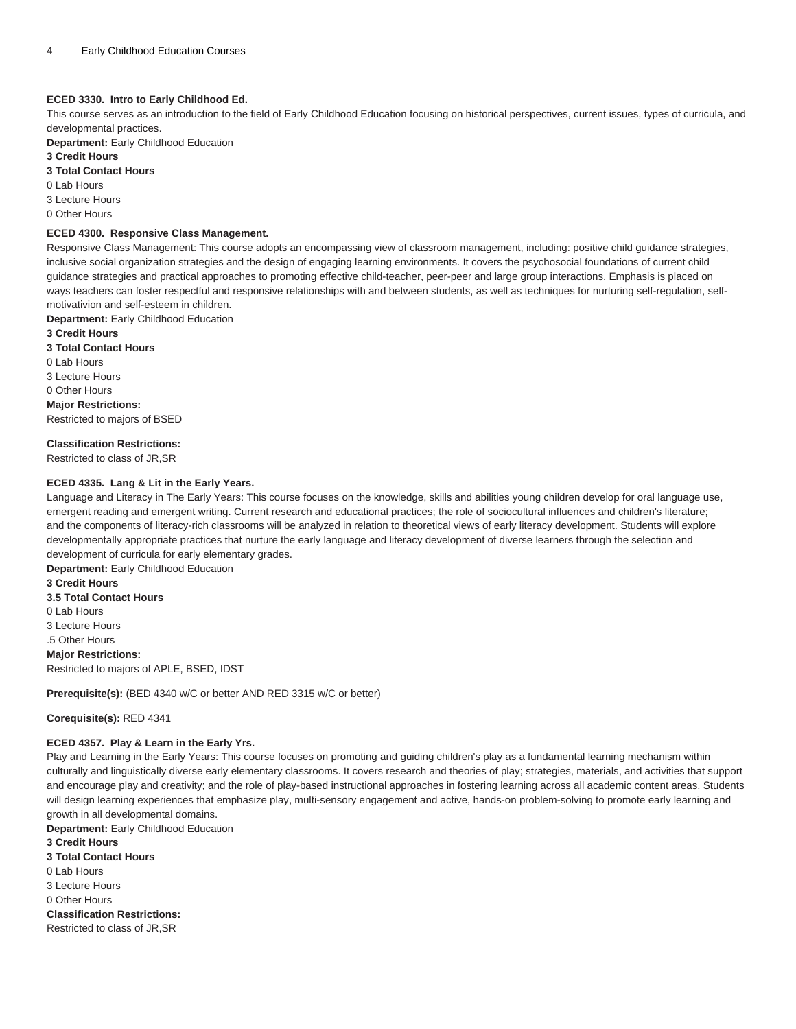**ECED 3330. Intro to Early Childhood Ed.**

This course serves as an introduction to the field of Early Childhood Education focusing on historical perspectives, current issues, types of curricula, and developmental practices.

**Department:** Early Childhood Education
**3 Credit Hours**
**3 Total Contact Hours**
0 Lab Hours
3 Lecture Hours
0 Other Hours

**ECED 4300. Responsive Class Management.**

Responsive Class Management: This course adopts an encompassing view of classroom management, including: positive child guidance strategies, inclusive social organization strategies and the design of engaging learning environments. It covers the psychosocial foundations of current child guidance strategies and practical approaches to promoting effective child-teacher, peer-peer and large group interactions. Emphasis is placed on ways teachers can foster respectful and responsive relationships with and between students, as well as techniques for nurturing self-regulation, self-motivativion and self-esteem in children.

**Department:** Early Childhood Education
**3 Credit Hours**
**3 Total Contact Hours**
0 Lab Hours
3 Lecture Hours
0 Other Hours
**Major Restrictions:**
Restricted to majors of BSED

**Classification Restrictions:**
Restricted to class of JR,SR

**ECED 4335. Lang & Lit in the Early Years.**

Language and Literacy in The Early Years: This course focuses on the knowledge, skills and abilities young children develop for oral language use, emergent reading and emergent writing. Current research and educational practices; the role of sociocultural influences and children's literature; and the components of literacy-rich classrooms will be analyzed in relation to theoretical views of early literacy development. Students will explore developmentally appropriate practices that nurture the early language and literacy development of diverse learners through the selection and development of curricula for early elementary grades.

**Department:** Early Childhood Education
**3 Credit Hours**
**3.5 Total Contact Hours**
0 Lab Hours
3 Lecture Hours
.5 Other Hours
**Major Restrictions:**
Restricted to majors of APLE, BSED, IDST

**Prerequisite(s):** (BED 4340 w/C or better AND RED 3315 w/C or better)

**Corequisite(s):** RED 4341

**ECED 4357. Play & Learn in the Early Yrs.**

Play and Learning in the Early Years: This course focuses on promoting and guiding children's play as a fundamental learning mechanism within culturally and linguistically diverse early elementary classrooms. It covers research and theories of play; strategies, materials, and activities that support and encourage play and creativity; and the role of play-based instructional approaches in fostering learning across all academic content areas. Students will design learning experiences that emphasize play, multi-sensory engagement and active, hands-on problem-solving to promote early learning and growth in all developmental domains.

**Department:** Early Childhood Education
**3 Credit Hours**
**3 Total Contact Hours**
0 Lab Hours
3 Lecture Hours
0 Other Hours
**Classification Restrictions:**
Restricted to class of JR,SR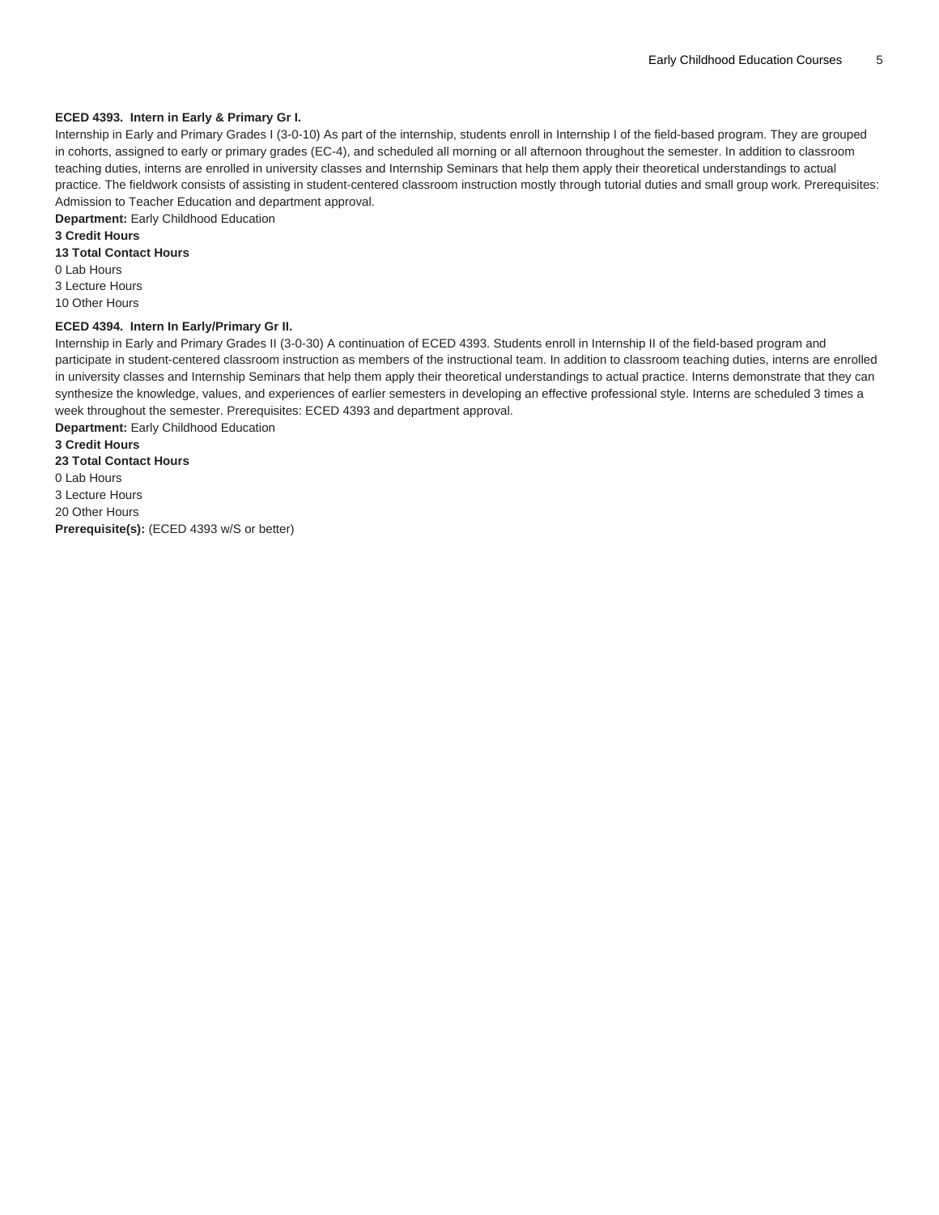**ECED 4393. Intern in Early & Primary Gr I.**

Internship in Early and Primary Grades I (3-0-10) As part of the internship, students enroll in Internship I of the field-based program. They are grouped in cohorts, assigned to early or primary grades (EC-4), and scheduled all morning or all afternoon throughout the semester. In addition to classroom teaching duties, interns are enrolled in university classes and Internship Seminars that help them apply their theoretical understandings to actual practice. The fieldwork consists of assisting in student-centered classroom instruction mostly through tutorial duties and small group work. Prerequisites: Admission to Teacher Education and department approval.

**Department:** Early Childhood Education

**3 Credit Hours**

**13 Total Contact Hours**

0 Lab Hours

3 Lecture Hours

10 Other Hours

**ECED 4394. Intern In Early/Primary Gr II.**

Internship in Early and Primary Grades II (3-0-30) A continuation of ECED 4393. Students enroll in Internship II of the field-based program and participate in student-centered classroom instruction as members of the instructional team. In addition to classroom teaching duties, interns are enrolled in university classes and Internship Seminars that help them apply their theoretical understandings to actual practice. Interns demonstrate that they can synthesize the knowledge, values, and experiences of earlier semesters in developing an effective professional style. Interns are scheduled 3 times a week throughout the semester. Prerequisites: ECED 4393 and department approval.

**Department:** Early Childhood Education

**3 Credit Hours**

**23 Total Contact Hours**

0 Lab Hours

3 Lecture Hours

20 Other Hours

**Prerequisite(s):** (ECED 4393 w/S or better)